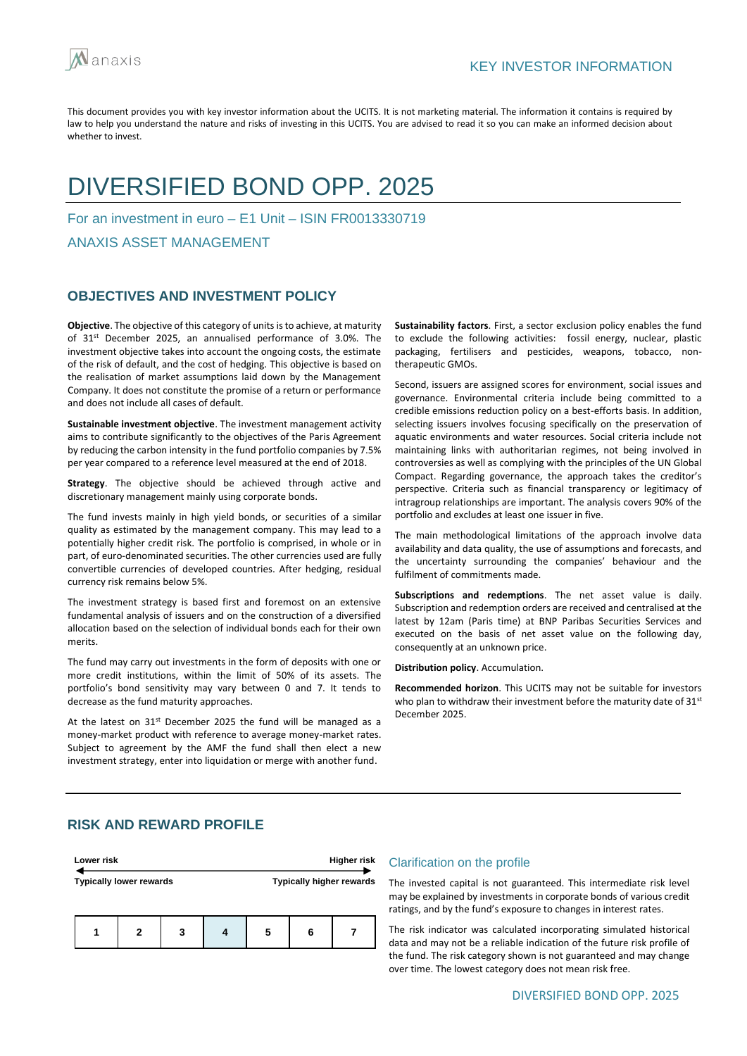KEY INVESTOR INFORMATION

This document provides you with key investor information about the UCITS. It is not marketing material. The information it contains is required by law to help you understand the nature and risks of investing in this UCITS. You are advised to read it so you can make an informed decision about whether to invest.

# DIVERSIFIED BOND OPP. 2025

For an investment in euro – E1 Unit – ISIN FR0013330719

ANAXIS ASSET MANAGEMENT

## OBJECTIVES AND INVESTMENT POLICY

**Objective**. The objective of this category of units is to achieve, at maturity of 31st December 2025, an annualised performance of 3.0%. The investment objective takes into account the ongoing costs, the estimate of the risk of default, and the cost of hedging. This objective is based on the realisation of market assumptions laid down by the Management Company. It does not constitute the promise of a return or performance and does not include all cases of default.

**Sustainable investment objective**. The investment management activity aims to contribute significantly to the objectives of the Paris Agreement by reducing the carbon intensity in the fund portfolio companies by 7.5% per year compared to a reference level measured at the end of 2018.

**Strategy**. The objective should be achieved through active and discretionary management mainly using corporate bonds.

The fund invests mainly in high yield bonds, or securities of a similar quality as estimated by the management company. This may lead to a potentially higher credit risk. The portfolio is comprised, in whole or in part, of euro-denominated securities. The other currencies used are fully convertible currencies of developed countries. After hedging, residual currency risk remains below 5%.

The investment strategy is based first and foremost on an extensive fundamental analysis of issuers and on the construction of a diversified allocation based on the selection of individual bonds each for their own merits.

The fund may carry out investments in the form of deposits with one or more credit institutions, within the limit of 50% of its assets. The portfolio's bond sensitivity may vary between 0 and 7. It tends to decrease as the fund maturity approaches.

At the latest on 31st December 2025 the fund will be managed as a money-market product with reference to average money-market rates. Subject to agreement by the AMF the fund shall then elect a new investment strategy, enter into liquidation or merge with another fund.

**Sustainability factors**. First, a sector exclusion policy enables the fund to exclude the following activities: fossil energy, nuclear, plastic packaging, fertilisers and pesticides, weapons, tobacco, non-therapeutic GMOs.

Second, issuers are assigned scores for environment, social issues and governance. Environmental criteria include being committed to a credible emissions reduction policy on a best-efforts basis. In addition, selecting issuers involves focusing specifically on the preservation of aquatic environments and water resources. Social criteria include not maintaining links with authoritarian regimes, not being involved in controversies as well as complying with the principles of the UN Global Compact. Regarding governance, the approach takes the creditor's perspective. Criteria such as financial transparency or legitimacy of intragroup relationships are important. The analysis covers 90% of the portfolio and excludes at least one issuer in five.

The main methodological limitations of the approach involve data availability and data quality, the use of assumptions and forecasts, and the uncertainty surrounding the companies' behaviour and the fulfilment of commitments made.

**Subscriptions and redemptions**. The net asset value is daily. Subscription and redemption orders are received and centralised at the latest by 12am (Paris time) at BNP Paribas Securities Services and executed on the basis of net asset value on the following day, consequently at an unknown price.

**Distribution policy**. Accumulation.

**Recommended horizon**. This UCITS may not be suitable for investors who plan to withdraw their investment before the maturity date of 31st December 2025.

## RISK AND REWARD PROFILE

| Lower risk | | | | | | Higher risk |
|---|---|---|---|---|---|---|
| Typically lower rewards | | | | | | Typically higher rewards |
| 1 | 2 | 3 | **4** | 5 | 6 | 7 |

### Clarification on the profile

The invested capital is not guaranteed. This intermediate risk level may be explained by investments in corporate bonds of various credit ratings, and by the fund's exposure to changes in interest rates.

The risk indicator was calculated incorporating simulated historical data and may not be a reliable indication of the future risk profile of the fund. The risk category shown is not guaranteed and may change over time. The lowest category does not mean risk free.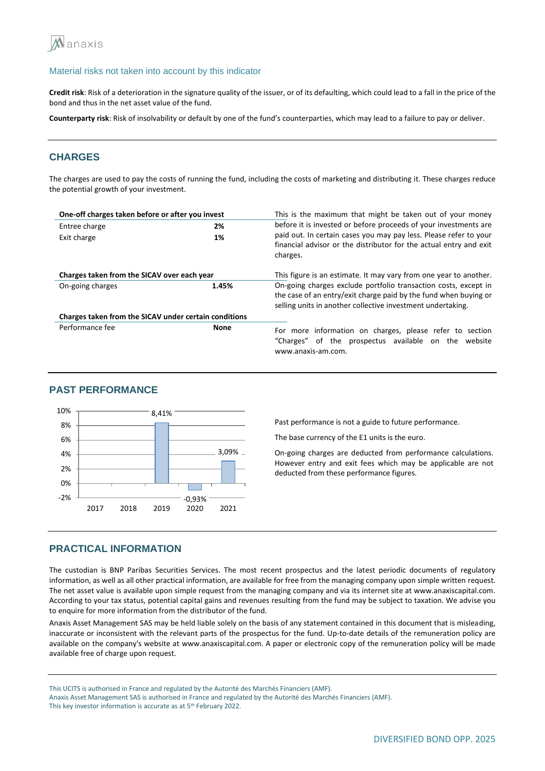### Material risks not taken into account by this indicator

**Credit risk**: Risk of a deterioration in the signature quality of the issuer, or of its defaulting, which could lead to a fall in the price of the bond and thus in the net asset value of the fund.

**Counterparty risk**: Risk of insolvability or default by one of the fund's counterparties, which may lead to a failure to pay or deliver.

## CHARGES

The charges are used to pay the costs of running the fund, including the costs of marketing and distributing it. These charges reduce the potential growth of your investment.

| **One-off charges taken before or after you invest** | | |
|---|---|---|
| Entree charge | **2%** | This is the maximum that might be taken out of your money before it is invested or before proceeds of your investments are paid out. In certain cases you may pay less. Please refer to your financial advisor or the distributor for the actual entry and exit charges. |
| Exit charge | **1%** | |
| **Charges taken from the SICAV over each year** | | |
| On-going charges | **1.45%** | This figure is an estimate. It may vary from one year to another. On-going charges exclude portfolio transaction costs, except in the case of an entry/exit charge paid by the fund when buying or selling units in another collective investment undertaking. |
| **Charges taken from the SICAV under certain conditions** | | |
| Performance fee | **None** | For more information on charges, please refer to section "Charges" of the prospectus available on the website www.anaxis-am.com. |

## PAST PERFORMANCE

| Year | Performance |
|---|---|
| 2017 | |
| 2018 | |
| 2019 | 8,41% |
| 2020 | -0,93% |
| 2021 | 3,09% |

Past performance is not a guide to future performance.

The base currency of the E1 units is the euro.

On-going charges are deducted from performance calculations. However entry and exit fees which may be applicable are not deducted from these performance figures.

## PRACTICAL INFORMATION

The custodian is BNP Paribas Securities Services. The most recent prospectus and the latest periodic documents of regulatory information, as well as all other practical information, are available for free from the managing company upon simple written request. The net asset value is available upon simple request from the managing company and via its internet site at www.anaxiscapital.com. According to your tax status, potential capital gains and revenues resulting from the fund may be subject to taxation. We advise you to enquire for more information from the distributor of the fund.

Anaxis Asset Management SAS may be held liable solely on the basis of any statement contained in this document that is misleading, inaccurate or inconsistent with the relevant parts of the prospectus for the fund. Up-to-date details of the remuneration policy are available on the company's website at www.anaxiscapital.com. A paper or electronic copy of the remuneration policy will be made available free of charge upon request.

This UCITS is authorised in France and regulated by the Autorité des Marchés Financiers (AMF).
Anaxis Asset Management SAS is authorised in France and regulated by the Autorité des Marchés Financiers (AMF).
This key investor information is accurate as at 5th February 2022.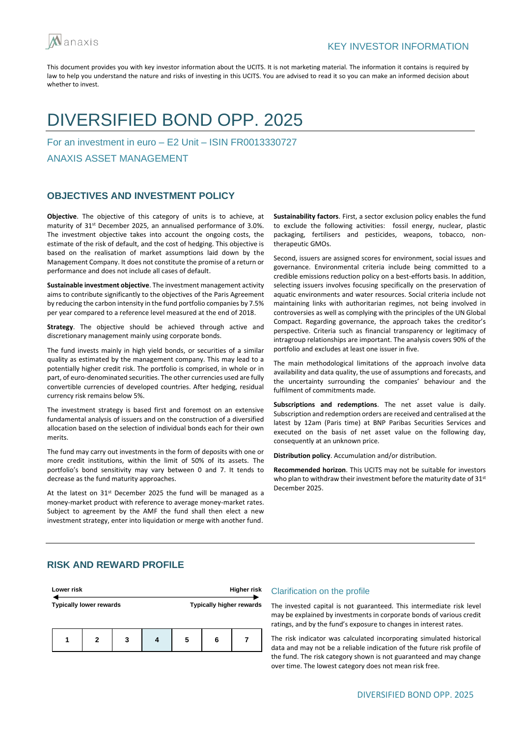anaxis

KEY INVESTOR INFORMATION

This document provides you with key investor information about the UCITS. It is not marketing material. The information it contains is required by law to help you understand the nature and risks of investing in this UCITS. You are advised to read it so you can make an informed decision about whether to invest.

# DIVERSIFIED BOND OPP. 2025

For an investment in euro – E2 Unit – ISIN FR0013330727

ANAXIS ASSET MANAGEMENT

## OBJECTIVES AND INVESTMENT POLICY

**Objective**. The objective of this category of units is to achieve, at maturity of 31st December 2025, an annualised performance of 3.0%. The investment objective takes into account the ongoing costs, the estimate of the risk of default, and the cost of hedging. This objective is based on the realisation of market assumptions laid down by the Management Company. It does not constitute the promise of a return or performance and does not include all cases of default.

**Sustainable investment objective**. The investment management activity aims to contribute significantly to the objectives of the Paris Agreement by reducing the carbon intensity in the fund portfolio companies by 7.5% per year compared to a reference level measured at the end of 2018.

**Strategy**. The objective should be achieved through active and discretionary management mainly using corporate bonds.

The fund invests mainly in high yield bonds, or securities of a similar quality as estimated by the management company. This may lead to a potentially higher credit risk. The portfolio is comprised, in whole or in part, of euro-denominated securities. The other currencies used are fully convertible currencies of developed countries. After hedging, residual currency risk remains below 5%.

The investment strategy is based first and foremost on an extensive fundamental analysis of issuers and on the construction of a diversified allocation based on the selection of individual bonds each for their own merits.

The fund may carry out investments in the form of deposits with one or more credit institutions, within the limit of 50% of its assets. The portfolio's bond sensitivity may vary between 0 and 7. It tends to decrease as the fund maturity approaches.

At the latest on 31st December 2025 the fund will be managed as a money-market product with reference to average money-market rates. Subject to agreement by the AMF the fund shall then elect a new investment strategy, enter into liquidation or merge with another fund.

**Sustainability factors**. First, a sector exclusion policy enables the fund to exclude the following activities: fossil energy, nuclear, plastic packaging, fertilisers and pesticides, weapons, tobacco, non-therapeutic GMOs.

Second, issuers are assigned scores for environment, social issues and governance. Environmental criteria include being committed to a credible emissions reduction policy on a best-efforts basis. In addition, selecting issuers involves focusing specifically on the preservation of aquatic environments and water resources. Social criteria include not maintaining links with authoritarian regimes, not being involved in controversies as well as complying with the principles of the UN Global Compact. Regarding governance, the approach takes the creditor's perspective. Criteria such as financial transparency or legitimacy of intragroup relationships are important. The analysis covers 90% of the portfolio and excludes at least one issuer in five.

The main methodological limitations of the approach involve data availability and data quality, the use of assumptions and forecasts, and the uncertainty surrounding the companies' behaviour and the fulfilment of commitments made.

**Subscriptions and redemptions**. The net asset value is daily. Subscription and redemption orders are received and centralised at the latest by 12am (Paris time) at BNP Paribas Securities Services and executed on the basis of net asset value on the following day, consequently at an unknown price.

**Distribution policy**. Accumulation and/or distribution.

**Recommended horizon**. This UCITS may not be suitable for investors who plan to withdraw their investment before the maturity date of 31st December 2025.

## RISK AND REWARD PROFILE

**Lower risk** — **Higher risk**

**Typically lower rewards** — **Typically higher rewards**

| 1 | 2 | 3 | **4** | 5 | 6 | 7 |
|---|---|---|---|---|---|---|

### Clarification on the profile

The invested capital is not guaranteed. This intermediate risk level may be explained by investments in corporate bonds of various credit ratings, and by the fund's exposure to changes in interest rates.

The risk indicator was calculated incorporating simulated historical data and may not be a reliable indication of the future risk profile of the fund. The risk category shown is not guaranteed and may change over time. The lowest category does not mean risk free.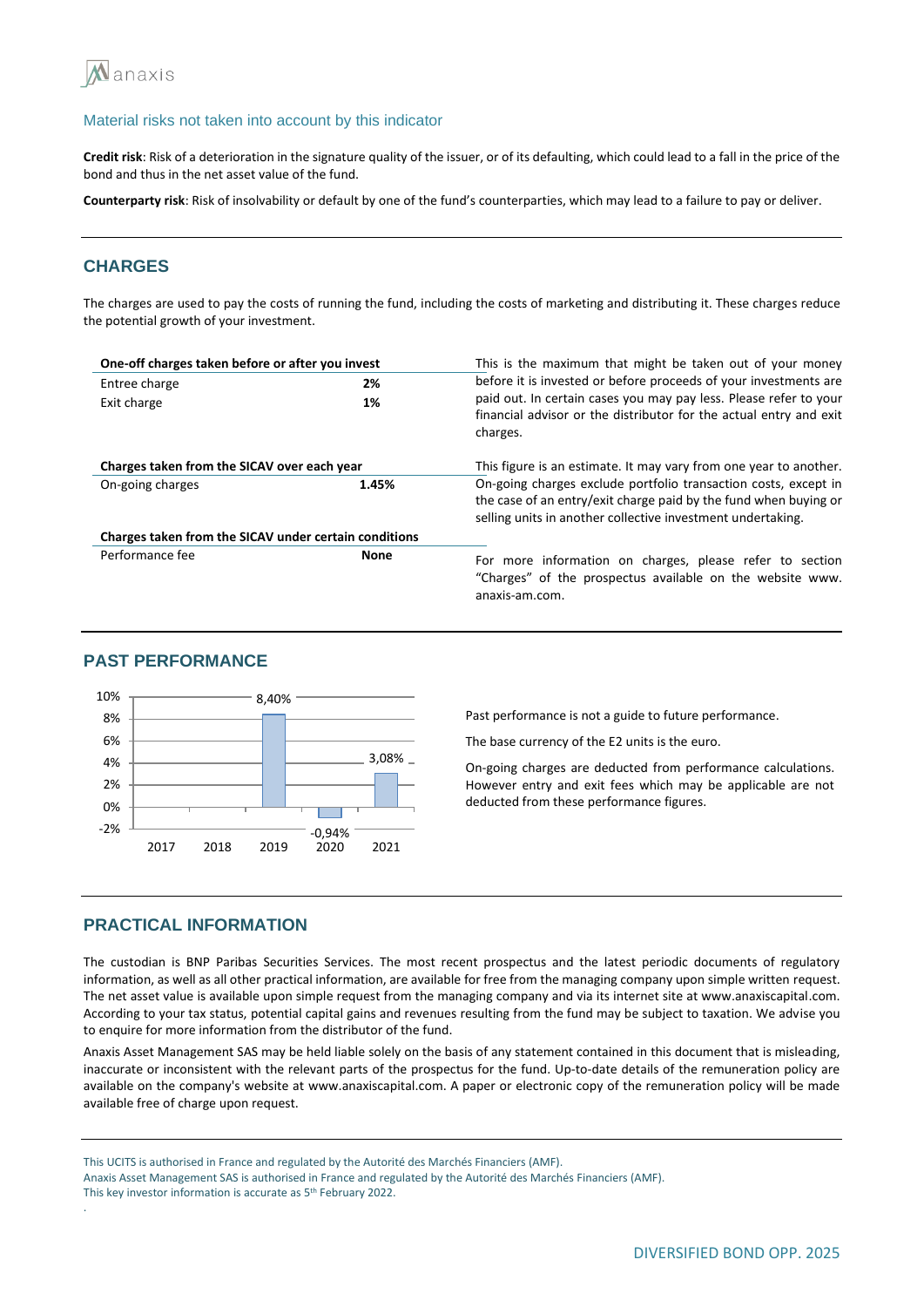### Material risks not taken into account by this indicator

**Credit risk**: Risk of a deterioration in the signature quality of the issuer, or of its defaulting, which could lead to a fall in the price of the bond and thus in the net asset value of the fund.

**Counterparty risk**: Risk of insolvability or default by one of the fund's counterparties, which may lead to a failure to pay or deliver.

## CHARGES

The charges are used to pay the costs of running the fund, including the costs of marketing and distributing it. These charges reduce the potential growth of your investment.

| **One-off charges taken before or after you invest** | | |
|---|---|---|
| Entree charge | **2%** | This is the maximum that might be taken out of your money before it is invested or before proceeds of your investments are paid out. In certain cases you may pay less. Please refer to your financial advisor or the distributor for the actual entry and exit charges. |
| Exit charge | **1%** | |
| **Charges taken from the SICAV over each year** | | |
| On-going charges | **1.45%** | This figure is an estimate. It may vary from one year to another. On-going charges exclude portfolio transaction costs, except in the case of an entry/exit charge paid by the fund when buying or selling units in another collective investment undertaking. |
| **Charges taken from the SICAV under certain conditions** | | |
| Performance fee | **None** | For more information on charges, please refer to section "Charges" of the prospectus available on the website www. anaxis-am.com. |

## PAST PERFORMANCE

| Year | 2017 | 2018 | 2019 | 2020 | 2021 |
|---|---|---|---|---|---|
| Performance | | | 8,40% | -0,94% | 3,08% |

Past performance is not a guide to future performance.

The base currency of the E2 units is the euro.

On-going charges are deducted from performance calculations. However entry and exit fees which may be applicable are not deducted from these performance figures.

## PRACTICAL INFORMATION

The custodian is BNP Paribas Securities Services. The most recent prospectus and the latest periodic documents of regulatory information, as well as all other practical information, are available for free from the managing company upon simple written request. The net asset value is available upon simple request from the managing company and via its internet site at www.anaxiscapital.com. According to your tax status, potential capital gains and revenues resulting from the fund may be subject to taxation. We advise you to enquire for more information from the distributor of the fund.

Anaxis Asset Management SAS may be held liable solely on the basis of any statement contained in this document that is misleading, inaccurate or inconsistent with the relevant parts of the prospectus for the fund. Up-to-date details of the remuneration policy are available on the company's website at www.anaxiscapital.com. A paper or electronic copy of the remuneration policy will be made available free of charge upon request.

This UCITS is authorised in France and regulated by the Autorité des Marchés Financiers (AMF).
Anaxis Asset Management SAS is authorised in France and regulated by the Autorité des Marchés Financiers (AMF).
This key investor information is accurate as 5th February 2022.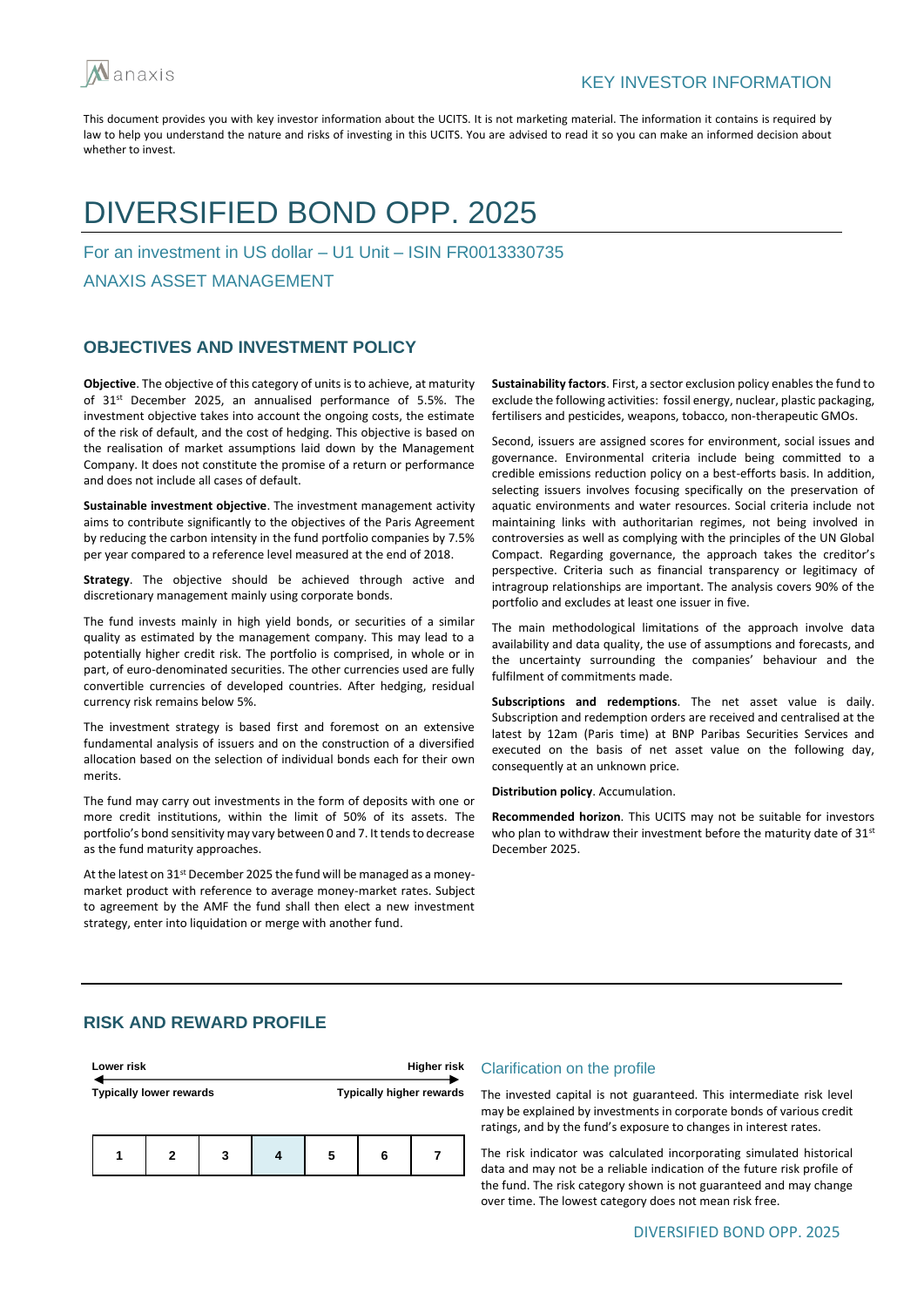anaxis

KEY INVESTOR INFORMATION

This document provides you with key investor information about the UCITS. It is not marketing material. The information it contains is required by law to help you understand the nature and risks of investing in this UCITS. You are advised to read it so you can make an informed decision about whether to invest.

# DIVERSIFIED BOND OPP. 2025

For an investment in US dollar – U1 Unit – ISIN FR0013330735

ANAXIS ASSET MANAGEMENT

## OBJECTIVES AND INVESTMENT POLICY

**Objective**. The objective of this category of units is to achieve, at maturity of 31st December 2025, an annualised performance of 5.5%. The investment objective takes into account the ongoing costs, the estimate of the risk of default, and the cost of hedging. This objective is based on the realisation of market assumptions laid down by the Management Company. It does not constitute the promise of a return or performance and does not include all cases of default.

**Sustainable investment objective**. The investment management activity aims to contribute significantly to the objectives of the Paris Agreement by reducing the carbon intensity in the fund portfolio companies by 7.5% per year compared to a reference level measured at the end of 2018.

**Strategy**. The objective should be achieved through active and discretionary management mainly using corporate bonds.

The fund invests mainly in high yield bonds, or securities of a similar quality as estimated by the management company. This may lead to a potentially higher credit risk. The portfolio is comprised, in whole or in part, of euro-denominated securities. The other currencies used are fully convertible currencies of developed countries. After hedging, residual currency risk remains below 5%.

The investment strategy is based first and foremost on an extensive fundamental analysis of issuers and on the construction of a diversified allocation based on the selection of individual bonds each for their own merits.

The fund may carry out investments in the form of deposits with one or more credit institutions, within the limit of 50% of its assets. The portfolio's bond sensitivity may vary between 0 and 7. It tends to decrease as the fund maturity approaches.

At the latest on 31st December 2025 the fund will be managed as a money-market product with reference to average money-market rates. Subject to agreement by the AMF the fund shall then elect a new investment strategy, enter into liquidation or merge with another fund.

**Sustainability factors**. First, a sector exclusion policy enables the fund to exclude the following activities: fossil energy, nuclear, plastic packaging, fertilisers and pesticides, weapons, tobacco, non-therapeutic GMOs.

Second, issuers are assigned scores for environment, social issues and governance. Environmental criteria include being committed to a credible emissions reduction policy on a best-efforts basis. In addition, selecting issuers involves focusing specifically on the preservation of aquatic environments and water resources. Social criteria include not maintaining links with authoritarian regimes, not being involved in controversies as well as complying with the principles of the UN Global Compact. Regarding governance, the approach takes the creditor's perspective. Criteria such as financial transparency or legitimacy of intragroup relationships are important. The analysis covers 90% of the portfolio and excludes at least one issuer in five.

The main methodological limitations of the approach involve data availability and data quality, the use of assumptions and forecasts, and the uncertainty surrounding the companies' behaviour and the fulfilment of commitments made.

**Subscriptions and redemptions**. The net asset value is daily. Subscription and redemption orders are received and centralised at the latest by 12am (Paris time) at BNP Paribas Securities Services and executed on the basis of net asset value on the following day, consequently at an unknown price.

**Distribution policy**. Accumulation.

**Recommended horizon**. This UCITS may not be suitable for investors who plan to withdraw their investment before the maturity date of 31st December 2025.

## RISK AND REWARD PROFILE

Lower risk — Higher risk

Typically lower rewards — Typically higher rewards

| 1 | 2 | 3 | **4** | 5 | 6 | 7 |
|---|---|---|---|---|---|---|

### Clarification on the profile

The invested capital is not guaranteed. This intermediate risk level may be explained by investments in corporate bonds of various credit ratings, and by the fund's exposure to changes in interest rates.

The risk indicator was calculated incorporating simulated historical data and may not be a reliable indication of the future risk profile of the fund. The risk category shown is not guaranteed and may change over time. The lowest category does not mean risk free.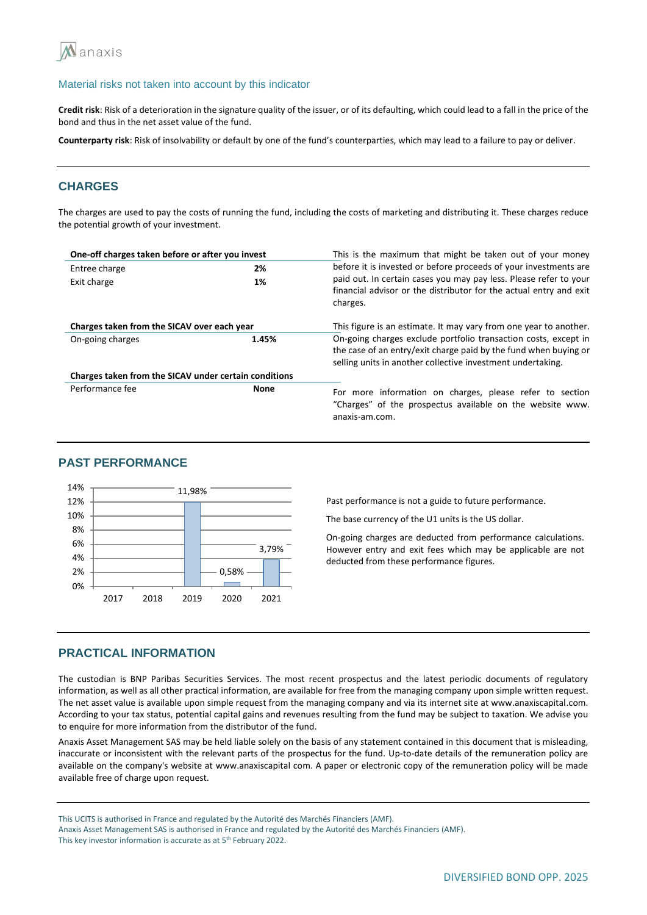### Material risks not taken into account by this indicator

**Credit risk**: Risk of a deterioration in the signature quality of the issuer, or of its defaulting, which could lead to a fall in the price of the bond and thus in the net asset value of the fund.

**Counterparty risk**: Risk of insolvability or default by one of the fund's counterparties, which may lead to a failure to pay or deliver.

## CHARGES

The charges are used to pay the costs of running the fund, including the costs of marketing and distributing it. These charges reduce the potential growth of your investment.

| **One-off charges taken before or after you invest** | | |
|---|---|---|
| Entree charge | **2%** | This is the maximum that might be taken out of your money before it is invested or before proceeds of your investments are paid out. In certain cases you may pay less. Please refer to your financial advisor or the distributor for the actual entry and exit charges. |
| Exit charge | **1%** | |
| **Charges taken from the SICAV over each year** | | |
| On-going charges | **1.45%** | This figure is an estimate. It may vary from one year to another. On-going charges exclude portfolio transaction costs, except in the case of an entry/exit charge paid by the fund when buying or selling units in another collective investment undertaking. |
| **Charges taken from the SICAV under certain conditions** | | |
| Performance fee | **None** | For more information on charges, please refer to section "Charges" of the prospectus available on the website www. anaxis-am.com. |

## PAST PERFORMANCE

| Year | Performance |
|---|---|
| 2017 | |
| 2018 | |
| 2019 | 11,98% |
| 2020 | 0,58% |
| 2021 | 3,79% |

Past performance is not a guide to future performance.

The base currency of the U1 units is the US dollar.

On-going charges are deducted from performance calculations. However entry and exit fees which may be applicable are not deducted from these performance figures.

## PRACTICAL INFORMATION

The custodian is BNP Paribas Securities Services. The most recent prospectus and the latest periodic documents of regulatory information, as well as all other practical information, are available for free from the managing company upon simple written request. The net asset value is available upon simple request from the managing company and via its internet site at www.anaxiscapital.com. According to your tax status, potential capital gains and revenues resulting from the fund may be subject to taxation. We advise you to enquire for more information from the distributor of the fund.

Anaxis Asset Management SAS may be held liable solely on the basis of any statement contained in this document that is misleading, inaccurate or inconsistent with the relevant parts of the prospectus for the fund. Up-to-date details of the remuneration policy are available on the company's website at www.anaxiscapital com. A paper or electronic copy of the remuneration policy will be made available free of charge upon request.

This UCITS is authorised in France and regulated by the Autorité des Marchés Financiers (AMF).
Anaxis Asset Management SAS is authorised in France and regulated by the Autorité des Marchés Financiers (AMF).
This key investor information is accurate as at 5th February 2022.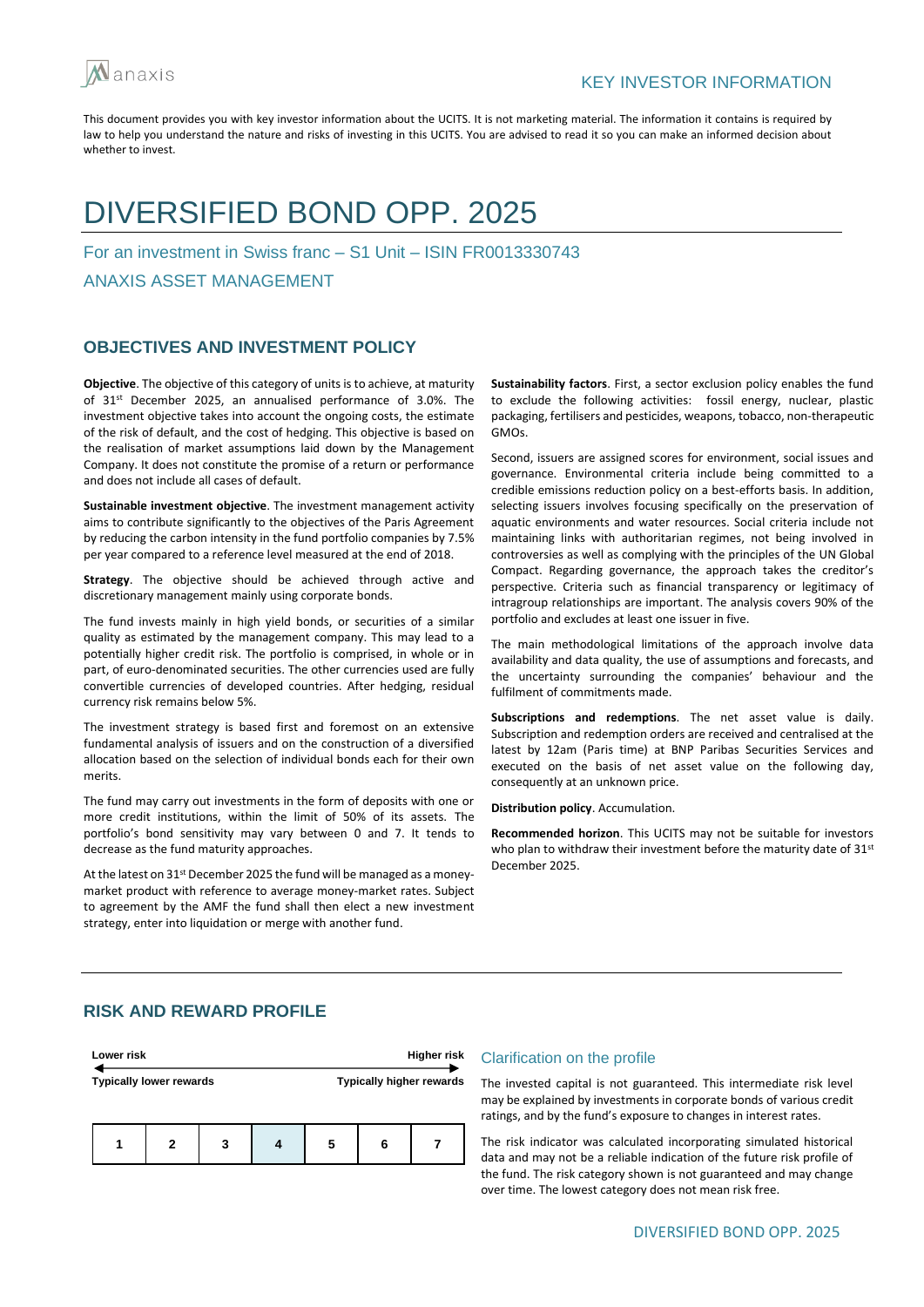KEY INVESTOR INFORMATION

This document provides you with key investor information about the UCITS. It is not marketing material. The information it contains is required by law to help you understand the nature and risks of investing in this UCITS. You are advised to read it so you can make an informed decision about whether to invest.

# DIVERSIFIED BOND OPP. 2025

For an investment in Swiss franc – S1 Unit – ISIN FR0013330743

ANAXIS ASSET MANAGEMENT

## OBJECTIVES AND INVESTMENT POLICY

**Objective**. The objective of this category of units is to achieve, at maturity of 31st December 2025, an annualised performance of 3.0%. The investment objective takes into account the ongoing costs, the estimate of the risk of default, and the cost of hedging. This objective is based on the realisation of market assumptions laid down by the Management Company. It does not constitute the promise of a return or performance and does not include all cases of default.

**Sustainable investment objective**. The investment management activity aims to contribute significantly to the objectives of the Paris Agreement by reducing the carbon intensity in the fund portfolio companies by 7.5% per year compared to a reference level measured at the end of 2018.

**Strategy**. The objective should be achieved through active and discretionary management mainly using corporate bonds.

The fund invests mainly in high yield bonds, or securities of a similar quality as estimated by the management company. This may lead to a potentially higher credit risk. The portfolio is comprised, in whole or in part, of euro-denominated securities. The other currencies used are fully convertible currencies of developed countries. After hedging, residual currency risk remains below 5%.

The investment strategy is based first and foremost on an extensive fundamental analysis of issuers and on the construction of a diversified allocation based on the selection of individual bonds each for their own merits.

The fund may carry out investments in the form of deposits with one or more credit institutions, within the limit of 50% of its assets. The portfolio's bond sensitivity may vary between 0 and 7. It tends to decrease as the fund maturity approaches.

At the latest on 31st December 2025 the fund will be managed as a money-market product with reference to average money-market rates. Subject to agreement by the AMF the fund shall then elect a new investment strategy, enter into liquidation or merge with another fund.

**Sustainability factors**. First, a sector exclusion policy enables the fund to exclude the following activities: fossil energy, nuclear, plastic packaging, fertilisers and pesticides, weapons, tobacco, non-therapeutic GMOs.

Second, issuers are assigned scores for environment, social issues and governance. Environmental criteria include being committed to a credible emissions reduction policy on a best-efforts basis. In addition, selecting issuers involves focusing specifically on the preservation of aquatic environments and water resources. Social criteria include not maintaining links with authoritarian regimes, not being involved in controversies as well as complying with the principles of the UN Global Compact. Regarding governance, the approach takes the creditor's perspective. Criteria such as financial transparency or legitimacy of intragroup relationships are important. The analysis covers 90% of the portfolio and excludes at least one issuer in five.

The main methodological limitations of the approach involve data availability and data quality, the use of assumptions and forecasts, and the uncertainty surrounding the companies' behaviour and the fulfilment of commitments made.

**Subscriptions and redemptions**. The net asset value is daily. Subscription and redemption orders are received and centralised at the latest by 12am (Paris time) at BNP Paribas Securities Services and executed on the basis of net asset value on the following day, consequently at an unknown price.

**Distribution policy**. Accumulation.

**Recommended horizon**. This UCITS may not be suitable for investors who plan to withdraw their investment before the maturity date of 31st December 2025.

## RISK AND REWARD PROFILE

| Lower risk | | | | | | Higher risk |
|---|---|---|---|---|---|---|
| Typically lower rewards | | | | | | Typically higher rewards |
| 1 | 2 | 3 | **4** | 5 | 6 | 7 |

### Clarification on the profile

The invested capital is not guaranteed. This intermediate risk level may be explained by investments in corporate bonds of various credit ratings, and by the fund's exposure to changes in interest rates.

The risk indicator was calculated incorporating simulated historical data and may not be a reliable indication of the future risk profile of the fund. The risk category shown is not guaranteed and may change over time. The lowest category does not mean risk free.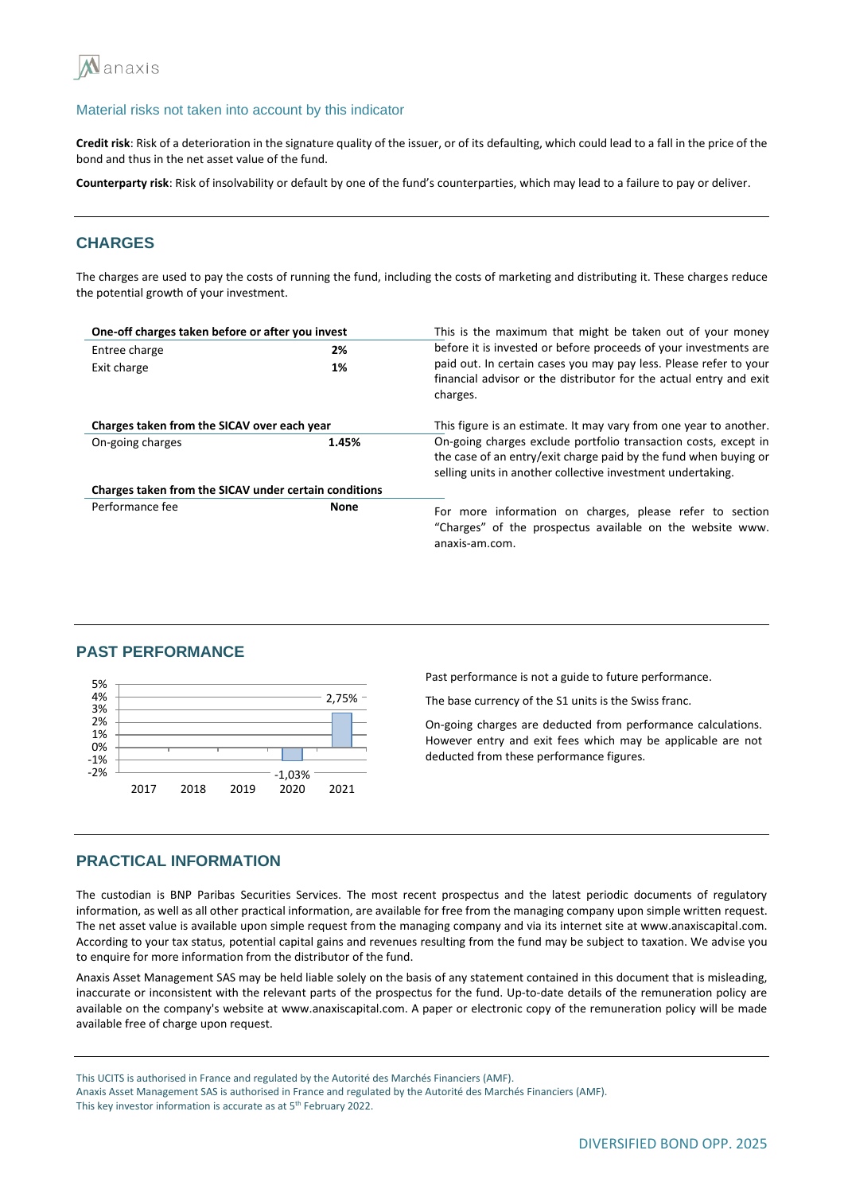### Material risks not taken into account by this indicator

**Credit risk**: Risk of a deterioration in the signature quality of the issuer, or of its defaulting, which could lead to a fall in the price of the bond and thus in the net asset value of the fund.

**Counterparty risk**: Risk of insolvability or default by one of the fund's counterparties, which may lead to a failure to pay or deliver.

## CHARGES

The charges are used to pay the costs of running the fund, including the costs of marketing and distributing it. These charges reduce the potential growth of your investment.

| **One-off charges taken before or after you invest** | |
|---|---|
| Entree charge | **2%** |
| Exit charge | **1%** |

This is the maximum that might be taken out of your money before it is invested or before proceeds of your investments are paid out. In certain cases you may pay less. Please refer to your financial advisor or the distributor for the actual entry and exit charges.

| **Charges taken from the SICAV over each year** | |
|---|---|
| On-going charges | **1.45%** |

This figure is an estimate. It may vary from one year to another. On-going charges exclude portfolio transaction costs, except in the case of an entry/exit charge paid by the fund when buying or selling units in another collective investment undertaking.

| **Charges taken from the SICAV under certain conditions** | |
|---|---|
| Performance fee | **None** |

For more information on charges, please refer to section "Charges" of the prospectus available on the website www. anaxis-am.com.

## PAST PERFORMANCE

| Year | 2017 | 2018 | 2019 | 2020 | 2021 |
|---|---|---|---|---|---|
| Performance | | | | -1,03% | 2,75% |

Past performance is not a guide to future performance.

The base currency of the S1 units is the Swiss franc.

On-going charges are deducted from performance calculations. However entry and exit fees which may be applicable are not deducted from these performance figures.

## PRACTICAL INFORMATION

The custodian is BNP Paribas Securities Services. The most recent prospectus and the latest periodic documents of regulatory information, as well as all other practical information, are available for free from the managing company upon simple written request. The net asset value is available upon simple request from the managing company and via its internet site at www.anaxiscapital.com. According to your tax status, potential capital gains and revenues resulting from the fund may be subject to taxation. We advise you to enquire for more information from the distributor of the fund.

Anaxis Asset Management SAS may be held liable solely on the basis of any statement contained in this document that is misleading, inaccurate or inconsistent with the relevant parts of the prospectus for the fund. Up-to-date details of the remuneration policy are available on the company's website at www.anaxiscapital.com. A paper or electronic copy of the remuneration policy will be made available free of charge upon request.

This UCITS is authorised in France and regulated by the Autorité des Marchés Financiers (AMF).
Anaxis Asset Management SAS is authorised in France and regulated by the Autorité des Marchés Financiers (AMF).
This key investor information is accurate as at 5th February 2022.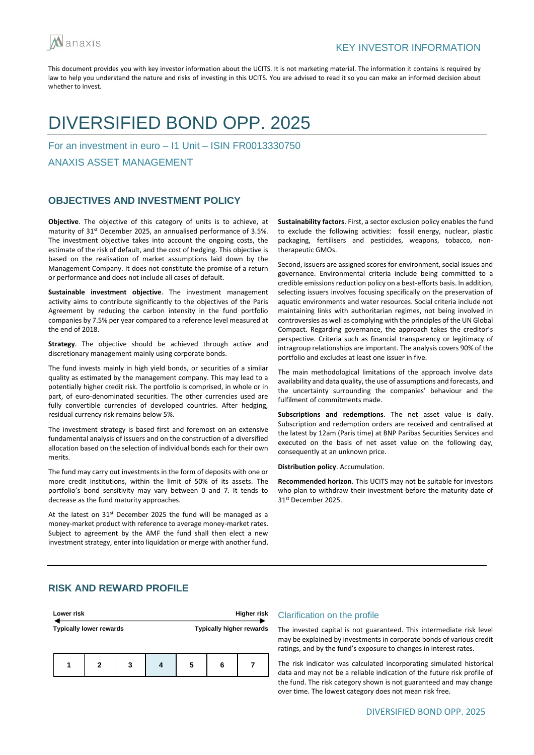KEY INVESTOR INFORMATION

This document provides you with key investor information about the UCITS. It is not marketing material. The information it contains is required by law to help you understand the nature and risks of investing in this UCITS. You are advised to read it so you can make an informed decision about whether to invest.

# DIVERSIFIED BOND OPP. 2025

For an investment in euro – I1 Unit – ISIN FR0013330750

ANAXIS ASSET MANAGEMENT

## OBJECTIVES AND INVESTMENT POLICY

**Objective**. The objective of this category of units is to achieve, at maturity of 31st December 2025, an annualised performance of 3.5%. The investment objective takes into account the ongoing costs, the estimate of the risk of default, and the cost of hedging. This objective is based on the realisation of market assumptions laid down by the Management Company. It does not constitute the promise of a return or performance and does not include all cases of default.

**Sustainable investment objective**. The investment management activity aims to contribute significantly to the objectives of the Paris Agreement by reducing the carbon intensity in the fund portfolio companies by 7.5% per year compared to a reference level measured at the end of 2018.

**Strategy**. The objective should be achieved through active and discretionary management mainly using corporate bonds.

The fund invests mainly in high yield bonds, or securities of a similar quality as estimated by the management company. This may lead to a potentially higher credit risk. The portfolio is comprised, in whole or in part, of euro-denominated securities. The other currencies used are fully convertible currencies of developed countries. After hedging, residual currency risk remains below 5%.

The investment strategy is based first and foremost on an extensive fundamental analysis of issuers and on the construction of a diversified allocation based on the selection of individual bonds each for their own merits.

The fund may carry out investments in the form of deposits with one or more credit institutions, within the limit of 50% of its assets. The portfolio's bond sensitivity may vary between 0 and 7. It tends to decrease as the fund maturity approaches.

At the latest on 31st December 2025 the fund will be managed as a money-market product with reference to average money-market rates. Subject to agreement by the AMF the fund shall then elect a new investment strategy, enter into liquidation or merge with another fund.

**Sustainability factors**. First, a sector exclusion policy enables the fund to exclude the following activities: fossil energy, nuclear, plastic packaging, fertilisers and pesticides, weapons, tobacco, non-therapeutic GMOs.

Second, issuers are assigned scores for environment, social issues and governance. Environmental criteria include being committed to a credible emissions reduction policy on a best-efforts basis. In addition, selecting issuers involves focusing specifically on the preservation of aquatic environments and water resources. Social criteria include not maintaining links with authoritarian regimes, not being involved in controversies as well as complying with the principles of the UN Global Compact. Regarding governance, the approach takes the creditor's perspective. Criteria such as financial transparency or legitimacy of intragroup relationships are important. The analysis covers 90% of the portfolio and excludes at least one issuer in five.

The main methodological limitations of the approach involve data availability and data quality, the use of assumptions and forecasts, and the uncertainty surrounding the companies' behaviour and the fulfilment of commitments made.

**Subscriptions and redemptions**. The net asset value is daily. Subscription and redemption orders are received and centralised at the latest by 12am (Paris time) at BNP Paribas Securities Services and executed on the basis of net asset value on the following day, consequently at an unknown price.

**Distribution policy**. Accumulation.

**Recommended horizon**. This UCITS may not be suitable for investors who plan to withdraw their investment before the maturity date of 31st December 2025.

## RISK AND REWARD PROFILE

Lower risk — Higher risk

Typically lower rewards — Typically higher rewards

| 1 | 2 | 3 | **4** | 5 | 6 | 7 |
|---|---|---|---|---|---|---|

### Clarification on the profile

The invested capital is not guaranteed. This intermediate risk level may be explained by investments in corporate bonds of various credit ratings, and by the fund's exposure to changes in interest rates.

The risk indicator was calculated incorporating simulated historical data and may not be a reliable indication of the future risk profile of the fund. The risk category shown is not guaranteed and may change over time. The lowest category does not mean risk free.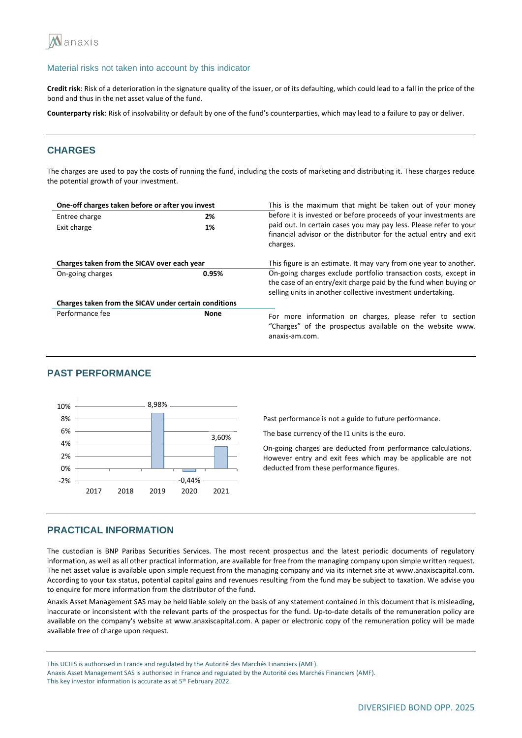## Material risks not taken into account by this indicator

**Credit risk**: Risk of a deterioration in the signature quality of the issuer, or of its defaulting, which could lead to a fall in the price of the bond and thus in the net asset value of the fund.

**Counterparty risk**: Risk of insolvability or default by one of the fund's counterparties, which may lead to a failure to pay or deliver.

## CHARGES

The charges are used to pay the costs of running the fund, including the costs of marketing and distributing it. These charges reduce the potential growth of your investment.

| **One-off charges taken before or after you invest** | | |
|---|---|---|
| Entree charge | **2%** | This is the maximum that might be taken out of your money before it is invested or before proceeds of your investments are paid out. In certain cases you may pay less. Please refer to your financial advisor or the distributor for the actual entry and exit charges. |
| Exit charge | **1%** | |
| **Charges taken from the SICAV over each year** | | |
| On-going charges | **0.95%** | This figure is an estimate. It may vary from one year to another. On-going charges exclude portfolio transaction costs, except in the case of an entry/exit charge paid by the fund when buying or selling units in another collective investment undertaking. |
| **Charges taken from the SICAV under certain conditions** | | |
| Performance fee | **None** | For more information on charges, please refer to section "Charges" of the prospectus available on the website www. anaxis-am.com. |

## PAST PERFORMANCE

| Year | Performance |
|---|---|
| 2017 | |
| 2018 | |
| 2019 | 8,98% |
| 2020 | -0,44% |
| 2021 | 3,60% |

Past performance is not a guide to future performance.

The base currency of the I1 units is the euro.

On-going charges are deducted from performance calculations. However entry and exit fees which may be applicable are not deducted from these performance figures.

## PRACTICAL INFORMATION

The custodian is BNP Paribas Securities Services. The most recent prospectus and the latest periodic documents of regulatory information, as well as all other practical information, are available for free from the managing company upon simple written request. The net asset value is available upon simple request from the managing company and via its internet site at www.anaxiscapital.com. According to your tax status, potential capital gains and revenues resulting from the fund may be subject to taxation. We advise you to enquire for more information from the distributor of the fund.

Anaxis Asset Management SAS may be held liable solely on the basis of any statement contained in this document that is misleading, inaccurate or inconsistent with the relevant parts of the prospectus for the fund. Up-to-date details of the remuneration policy are available on the company's website at www.anaxiscapital.com. A paper or electronic copy of the remuneration policy will be made available free of charge upon request.

This UCITS is authorised in France and regulated by the Autorité des Marchés Financiers (AMF).
Anaxis Asset Management SAS is authorised in France and regulated by the Autorité des Marchés Financiers (AMF).
This key investor information is accurate as at 5th February 2022.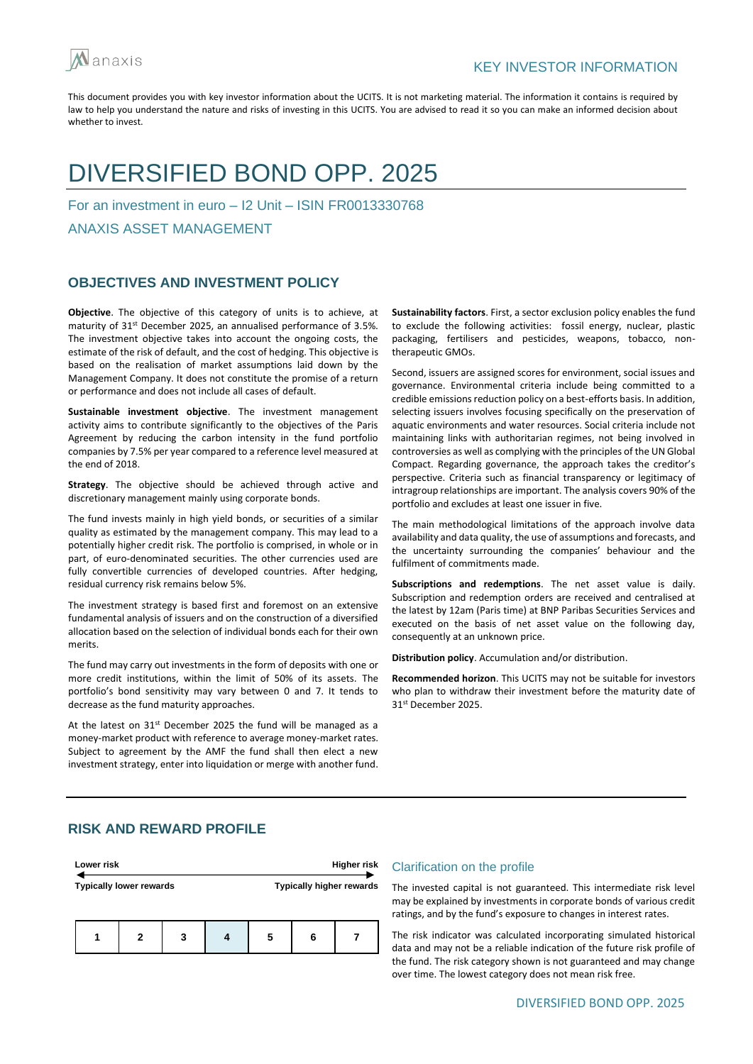anaxis

KEY INVESTOR INFORMATION

This document provides you with key investor information about the UCITS. It is not marketing material. The information it contains is required by law to help you understand the nature and risks of investing in this UCITS. You are advised to read it so you can make an informed decision about whether to invest.

# DIVERSIFIED BOND OPP. 2025

For an investment in euro – I2 Unit – ISIN FR0013330768

ANAXIS ASSET MANAGEMENT

## OBJECTIVES AND INVESTMENT POLICY

**Objective**. The objective of this category of units is to achieve, at maturity of 31st December 2025, an annualised performance of 3.5%. The investment objective takes into account the ongoing costs, the estimate of the risk of default, and the cost of hedging. This objective is based on the realisation of market assumptions laid down by the Management Company. It does not constitute the promise of a return or performance and does not include all cases of default.

**Sustainable investment objective**. The investment management activity aims to contribute significantly to the objectives of the Paris Agreement by reducing the carbon intensity in the fund portfolio companies by 7.5% per year compared to a reference level measured at the end of 2018.

**Strategy**. The objective should be achieved through active and discretionary management mainly using corporate bonds.

The fund invests mainly in high yield bonds, or securities of a similar quality as estimated by the management company. This may lead to a potentially higher credit risk. The portfolio is comprised, in whole or in part, of euro-denominated securities. The other currencies used are fully convertible currencies of developed countries. After hedging, residual currency risk remains below 5%.

The investment strategy is based first and foremost on an extensive fundamental analysis of issuers and on the construction of a diversified allocation based on the selection of individual bonds each for their own merits.

The fund may carry out investments in the form of deposits with one or more credit institutions, within the limit of 50% of its assets. The portfolio's bond sensitivity may vary between 0 and 7. It tends to decrease as the fund maturity approaches.

At the latest on 31st December 2025 the fund will be managed as a money-market product with reference to average money-market rates. Subject to agreement by the AMF the fund shall then elect a new investment strategy, enter into liquidation or merge with another fund.

**Sustainability factors**. First, a sector exclusion policy enables the fund to exclude the following activities: fossil energy, nuclear, plastic packaging, fertilisers and pesticides, weapons, tobacco, non-therapeutic GMOs.

Second, issuers are assigned scores for environment, social issues and governance. Environmental criteria include being committed to a credible emissions reduction policy on a best-efforts basis. In addition, selecting issuers involves focusing specifically on the preservation of aquatic environments and water resources. Social criteria include not maintaining links with authoritarian regimes, not being involved in controversies as well as complying with the principles of the UN Global Compact. Regarding governance, the approach takes the creditor's perspective. Criteria such as financial transparency or legitimacy of intragroup relationships are important. The analysis covers 90% of the portfolio and excludes at least one issuer in five.

The main methodological limitations of the approach involve data availability and data quality, the use of assumptions and forecasts, and the uncertainty surrounding the companies' behaviour and the fulfilment of commitments made.

**Subscriptions and redemptions**. The net asset value is daily. Subscription and redemption orders are received and centralised at the latest by 12am (Paris time) at BNP Paribas Securities Services and executed on the basis of net asset value on the following day, consequently at an unknown price.

**Distribution policy**. Accumulation and/or distribution.

**Recommended horizon**. This UCITS may not be suitable for investors who plan to withdraw their investment before the maturity date of 31st December 2025.

## RISK AND REWARD PROFILE

| Lower risk | | | | | | Higher risk |
|---|---|---|---|---|---|---|
| Typically lower rewards | | | | | | Typically higher rewards |
| 1 | 2 | 3 | **4** | 5 | 6 | 7 |

### Clarification on the profile

The invested capital is not guaranteed. This intermediate risk level may be explained by investments in corporate bonds of various credit ratings, and by the fund's exposure to changes in interest rates.

The risk indicator was calculated incorporating simulated historical data and may not be a reliable indication of the future risk profile of the fund. The risk category shown is not guaranteed and may change over time. The lowest category does not mean risk free.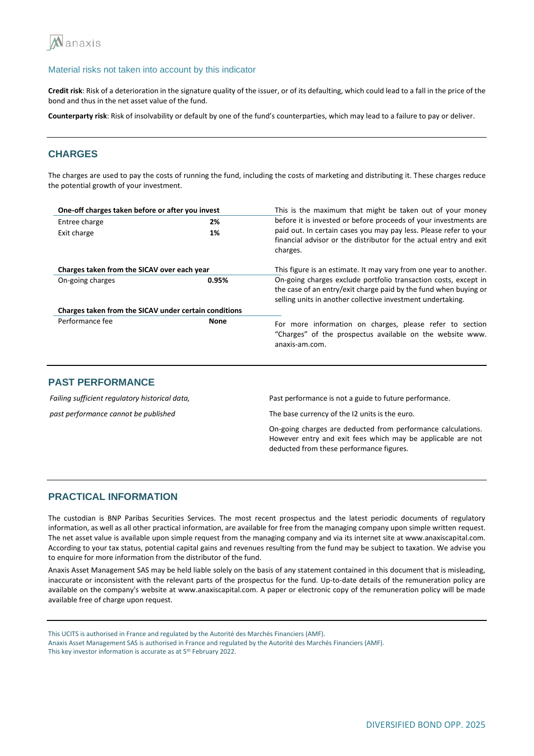### Material risks not taken into account by this indicator

**Credit risk**: Risk of a deterioration in the signature quality of the issuer, or of its defaulting, which could lead to a fall in the price of the bond and thus in the net asset value of the fund.

**Counterparty risk**: Risk of insolvability or default by one of the fund's counterparties, which may lead to a failure to pay or deliver.

## CHARGES

The charges are used to pay the costs of running the fund, including the costs of marketing and distributing it. These charges reduce the potential growth of your investment.

| One-off charges taken before or after you invest | | |
|---|---|---|
| Entree charge | **2%** | This is the maximum that might be taken out of your money before it is invested or before proceeds of your investments are paid out. In certain cases you may pay less. Please refer to your financial advisor or the distributor for the actual entry and exit charges. |
| Exit charge | **1%** | |
| **Charges taken from the SICAV over each year** | | This figure is an estimate. It may vary from one year to another. |
| On-going charges | **0.95%** | On-going charges exclude portfolio transaction costs, except in the case of an entry/exit charge paid by the fund when buying or selling units in another collective investment undertaking. |
| **Charges taken from the SICAV under certain conditions** | | |
| Performance fee | **None** | For more information on charges, please refer to section "Charges" of the prospectus available on the website www. anaxis-am.com. |

## PAST PERFORMANCE

*Failing sufficient regulatory historical data, past performance cannot be published*

Past performance is not a guide to future performance.

The base currency of the I2 units is the euro.

On-going charges are deducted from performance calculations. However entry and exit fees which may be applicable are not deducted from these performance figures.

## PRACTICAL INFORMATION

The custodian is BNP Paribas Securities Services. The most recent prospectus and the latest periodic documents of regulatory information, as well as all other practical information, are available for free from the managing company upon simple written request. The net asset value is available upon simple request from the managing company and via its internet site at www.anaxiscapital.com. According to your tax status, potential capital gains and revenues resulting from the fund may be subject to taxation. We advise you to enquire for more information from the distributor of the fund.

Anaxis Asset Management SAS may be held liable solely on the basis of any statement contained in this document that is misleading, inaccurate or inconsistent with the relevant parts of the prospectus for the fund. Up-to-date details of the remuneration policy are available on the company's website at www.anaxiscapital.com. A paper or electronic copy of the remuneration policy will be made available free of charge upon request.

This UCITS is authorised in France and regulated by the Autorité des Marchés Financiers (AMF).
Anaxis Asset Management SAS is authorised in France and regulated by the Autorité des Marchés Financiers (AMF).
This key investor information is accurate as at 5th February 2022.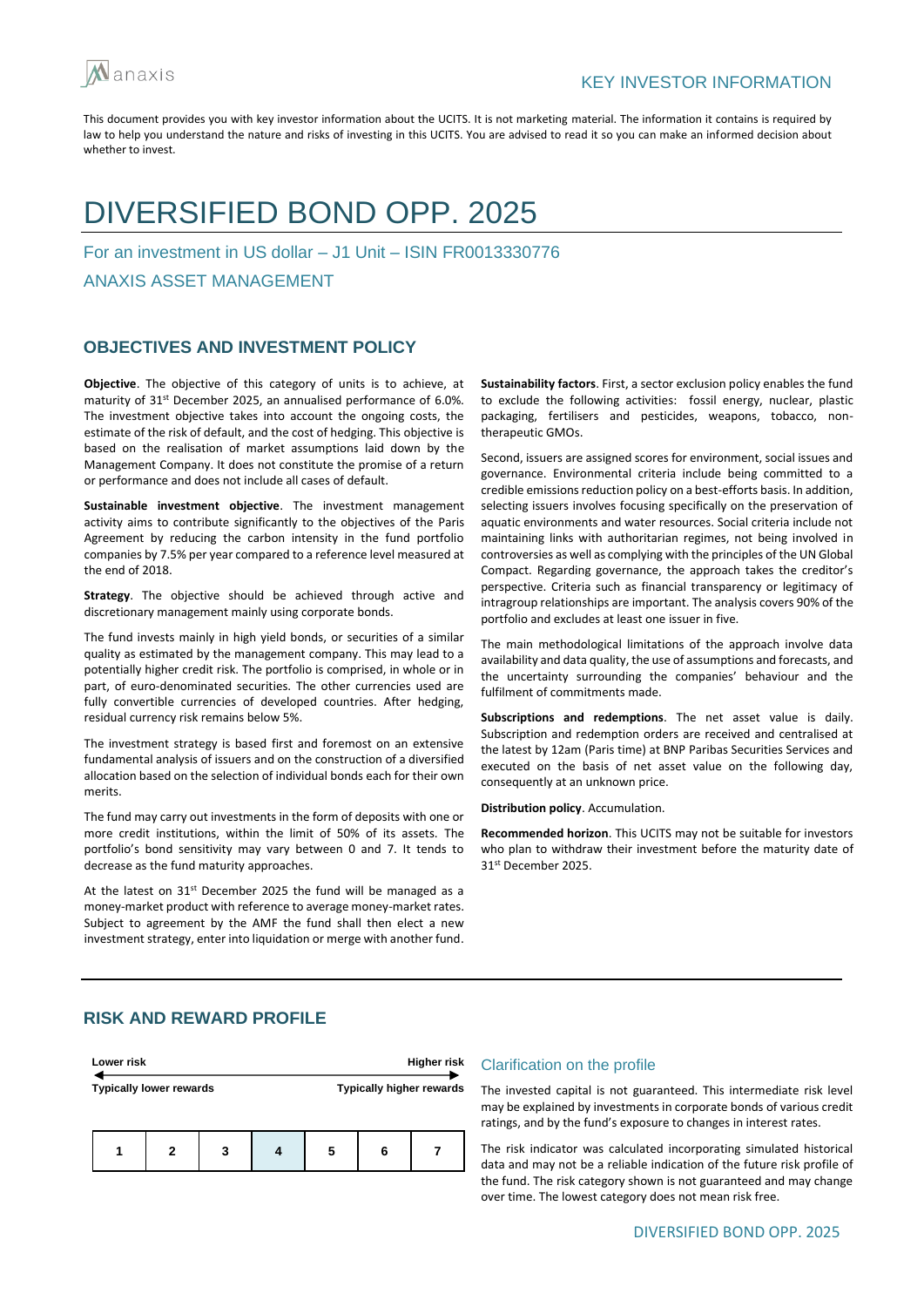# KEY INVESTOR INFORMATION

This document provides you with key investor information about the UCITS. It is not marketing material. The information it contains is required by law to help you understand the nature and risks of investing in this UCITS. You are advised to read it so you can make an informed decision about whether to invest.

# DIVERSIFIED BOND OPP. 2025

For an investment in US dollar – J1 Unit – ISIN FR0013330776

ANAXIS ASSET MANAGEMENT

## OBJECTIVES AND INVESTMENT POLICY

**Objective**. The objective of this category of units is to achieve, at maturity of 31st December 2025, an annualised performance of 6.0%. The investment objective takes into account the ongoing costs, the estimate of the risk of default, and the cost of hedging. This objective is based on the realisation of market assumptions laid down by the Management Company. It does not constitute the promise of a return or performance and does not include all cases of default.

**Sustainable investment objective**. The investment management activity aims to contribute significantly to the objectives of the Paris Agreement by reducing the carbon intensity in the fund portfolio companies by 7.5% per year compared to a reference level measured at the end of 2018.

**Strategy**. The objective should be achieved through active and discretionary management mainly using corporate bonds.

The fund invests mainly in high yield bonds, or securities of a similar quality as estimated by the management company. This may lead to a potentially higher credit risk. The portfolio is comprised, in whole or in part, of euro-denominated securities. The other currencies used are fully convertible currencies of developed countries. After hedging, residual currency risk remains below 5%.

The investment strategy is based first and foremost on an extensive fundamental analysis of issuers and on the construction of a diversified allocation based on the selection of individual bonds each for their own merits.

The fund may carry out investments in the form of deposits with one or more credit institutions, within the limit of 50% of its assets. The portfolio's bond sensitivity may vary between 0 and 7. It tends to decrease as the fund maturity approaches.

At the latest on 31st December 2025 the fund will be managed as a money-market product with reference to average money-market rates. Subject to agreement by the AMF the fund shall then elect a new investment strategy, enter into liquidation or merge with another fund.

**Sustainability factors**. First, a sector exclusion policy enables the fund to exclude the following activities: fossil energy, nuclear, plastic packaging, fertilisers and pesticides, weapons, tobacco, non-therapeutic GMOs.

Second, issuers are assigned scores for environment, social issues and governance. Environmental criteria include being committed to a credible emissions reduction policy on a best-efforts basis. In addition, selecting issuers involves focusing specifically on the preservation of aquatic environments and water resources. Social criteria include not maintaining links with authoritarian regimes, not being involved in controversies as well as complying with the principles of the UN Global Compact. Regarding governance, the approach takes the creditor's perspective. Criteria such as financial transparency or legitimacy of intragroup relationships are important. The analysis covers 90% of the portfolio and excludes at least one issuer in five.

The main methodological limitations of the approach involve data availability and data quality, the use of assumptions and forecasts, and the uncertainty surrounding the companies' behaviour and the fulfilment of commitments made.

**Subscriptions and redemptions**. The net asset value is daily. Subscription and redemption orders are received and centralised at the latest by 12am (Paris time) at BNP Paribas Securities Services and executed on the basis of net asset value on the following day, consequently at an unknown price.

**Distribution policy**. Accumulation.

**Recommended horizon**. This UCITS may not be suitable for investors who plan to withdraw their investment before the maturity date of 31st December 2025.

## RISK AND REWARD PROFILE

Lower risk ← → Higher risk

Typically lower rewards — Typically higher rewards

| 1 | 2 | 3 | **4** | 5 | 6 | 7 |
|---|---|---|---|---|---|---|

### Clarification on the profile

The invested capital is not guaranteed. This intermediate risk level may be explained by investments in corporate bonds of various credit ratings, and by the fund's exposure to changes in interest rates.

The risk indicator was calculated incorporating simulated historical data and may not be a reliable indication of the future risk profile of the fund. The risk category shown is not guaranteed and may change over time. The lowest category does not mean risk free.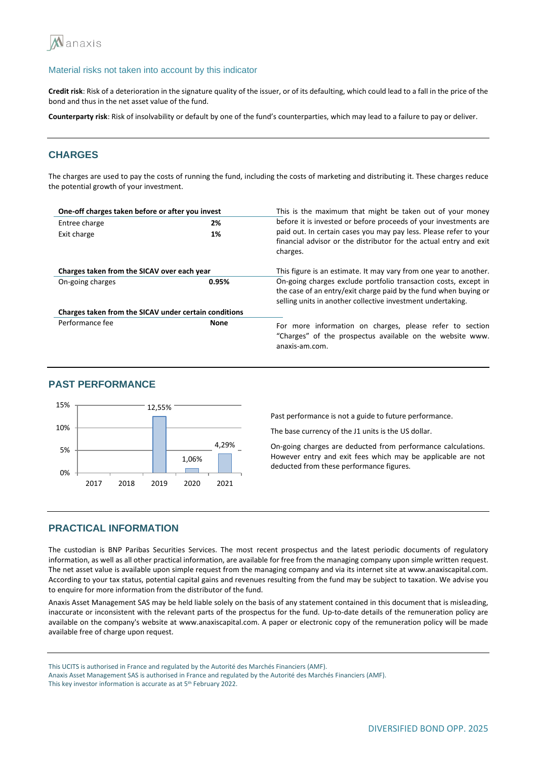### Material risks not taken into account by this indicator

**Credit risk**: Risk of a deterioration in the signature quality of the issuer, or of its defaulting, which could lead to a fall in the price of the bond and thus in the net asset value of the fund.

**Counterparty risk**: Risk of insolvability or default by one of the fund's counterparties, which may lead to a failure to pay or deliver.

## CHARGES

The charges are used to pay the costs of running the fund, including the costs of marketing and distributing it. These charges reduce the potential growth of your investment.

| **One-off charges taken before or after you invest** | | |
|---|---|---|
| Entree charge | **2%** | This is the maximum that might be taken out of your money before it is invested or before proceeds of your investments are paid out. In certain cases you may pay less. Please refer to your financial advisor or the distributor for the actual entry and exit charges. |
| Exit charge | **1%** | |
| **Charges taken from the SICAV over each year** | | |
| On-going charges | **0.95%** | This figure is an estimate. It may vary from one year to another. On-going charges exclude portfolio transaction costs, except in the case of an entry/exit charge paid by the fund when buying or selling units in another collective investment undertaking. |
| **Charges taken from the SICAV under certain conditions** | | |
| Performance fee | **None** | For more information on charges, please refer to section "Charges" of the prospectus available on the website www. anaxis-am.com. |

## PAST PERFORMANCE

| Year | 2017 | 2018 | 2019 | 2020 | 2021 |
|---|---|---|---|---|---|
| Performance | | | 12,55% | 1,06% | 4,29% |

Past performance is not a guide to future performance.

The base currency of the J1 units is the US dollar.

On-going charges are deducted from performance calculations. However entry and exit fees which may be applicable are not deducted from these performance figures.

## PRACTICAL INFORMATION

The custodian is BNP Paribas Securities Services. The most recent prospectus and the latest periodic documents of regulatory information, as well as all other practical information, are available for free from the managing company upon simple written request. The net asset value is available upon simple request from the managing company and via its internet site at www.anaxiscapital.com. According to your tax status, potential capital gains and revenues resulting from the fund may be subject to taxation. We advise you to enquire for more information from the distributor of the fund.

Anaxis Asset Management SAS may be held liable solely on the basis of any statement contained in this document that is misleading, inaccurate or inconsistent with the relevant parts of the prospectus for the fund. Up-to-date details of the remuneration policy are available on the company's website at www.anaxiscapital.com. A paper or electronic copy of the remuneration policy will be made available free of charge upon request.

This UCITS is authorised in France and regulated by the Autorité des Marchés Financiers (AMF).
Anaxis Asset Management SAS is authorised in France and regulated by the Autorité des Marchés Financiers (AMF).
This key investor information is accurate as at 5th February 2022.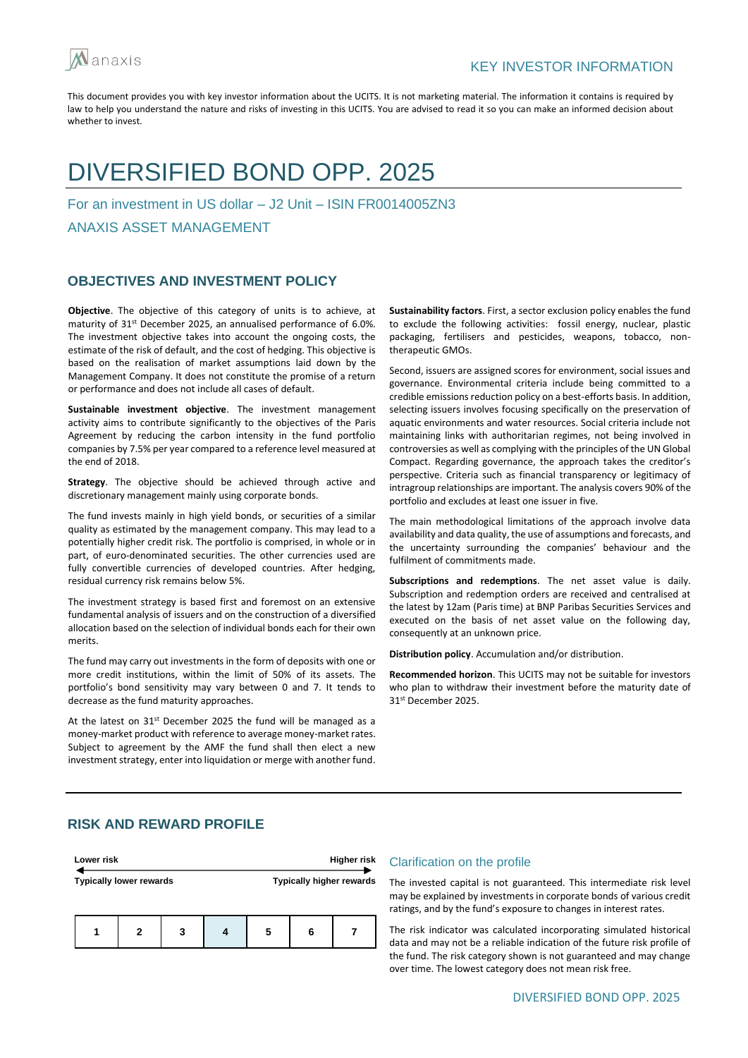KEY INVESTOR INFORMATION

This document provides you with key investor information about the UCITS. It is not marketing material. The information it contains is required by law to help you understand the nature and risks of investing in this UCITS. You are advised to read it so you can make an informed decision about whether to invest.

# DIVERSIFIED BOND OPP. 2025

For an investment in US dollar – J2 Unit – ISIN FR0014005ZN3

ANAXIS ASSET MANAGEMENT

## OBJECTIVES AND INVESTMENT POLICY

**Objective**. The objective of this category of units is to achieve, at maturity of 31st December 2025, an annualised performance of 6.0%. The investment objective takes into account the ongoing costs, the estimate of the risk of default, and the cost of hedging. This objective is based on the realisation of market assumptions laid down by the Management Company. It does not constitute the promise of a return or performance and does not include all cases of default.

**Sustainable investment objective**. The investment management activity aims to contribute significantly to the objectives of the Paris Agreement by reducing the carbon intensity in the fund portfolio companies by 7.5% per year compared to a reference level measured at the end of 2018.

**Strategy**. The objective should be achieved through active and discretionary management mainly using corporate bonds.

The fund invests mainly in high yield bonds, or securities of a similar quality as estimated by the management company. This may lead to a potentially higher credit risk. The portfolio is comprised, in whole or in part, of euro-denominated securities. The other currencies used are fully convertible currencies of developed countries. After hedging, residual currency risk remains below 5%.

The investment strategy is based first and foremost on an extensive fundamental analysis of issuers and on the construction of a diversified allocation based on the selection of individual bonds each for their own merits.

The fund may carry out investments in the form of deposits with one or more credit institutions, within the limit of 50% of its assets. The portfolio's bond sensitivity may vary between 0 and 7. It tends to decrease as the fund maturity approaches.

At the latest on 31st December 2025 the fund will be managed as a money-market product with reference to average money-market rates. Subject to agreement by the AMF the fund shall then elect a new investment strategy, enter into liquidation or merge with another fund.

**Sustainability factors**. First, a sector exclusion policy enables the fund to exclude the following activities: fossil energy, nuclear, plastic packaging, fertilisers and pesticides, weapons, tobacco, non-therapeutic GMOs.

Second, issuers are assigned scores for environment, social issues and governance. Environmental criteria include being committed to a credible emissions reduction policy on a best-efforts basis. In addition, selecting issuers involves focusing specifically on the preservation of aquatic environments and water resources. Social criteria include not maintaining links with authoritarian regimes, not being involved in controversies as well as complying with the principles of the UN Global Compact. Regarding governance, the approach takes the creditor's perspective. Criteria such as financial transparency or legitimacy of intragroup relationships are important. The analysis covers 90% of the portfolio and excludes at least one issuer in five.

The main methodological limitations of the approach involve data availability and data quality, the use of assumptions and forecasts, and the uncertainty surrounding the companies' behaviour and the fulfilment of commitments made.

**Subscriptions and redemptions**. The net asset value is daily. Subscription and redemption orders are received and centralised at the latest by 12am (Paris time) at BNP Paribas Securities Services and executed on the basis of net asset value on the following day, consequently at an unknown price.

**Distribution policy**. Accumulation and/or distribution.

**Recommended horizon**. This UCITS may not be suitable for investors who plan to withdraw their investment before the maturity date of 31st December 2025.

## RISK AND REWARD PROFILE

Lower risk ← → Higher risk

Typically lower rewards — Typically higher rewards

| 1 | 2 | 3 | **4** | 5 | 6 | 7 |
|---|---|---|---|---|---|---|

### Clarification on the profile

The invested capital is not guaranteed. This intermediate risk level may be explained by investments in corporate bonds of various credit ratings, and by the fund's exposure to changes in interest rates.

The risk indicator was calculated incorporating simulated historical data and may not be a reliable indication of the future risk profile of the fund. The risk category shown is not guaranteed and may change over time. The lowest category does not mean risk free.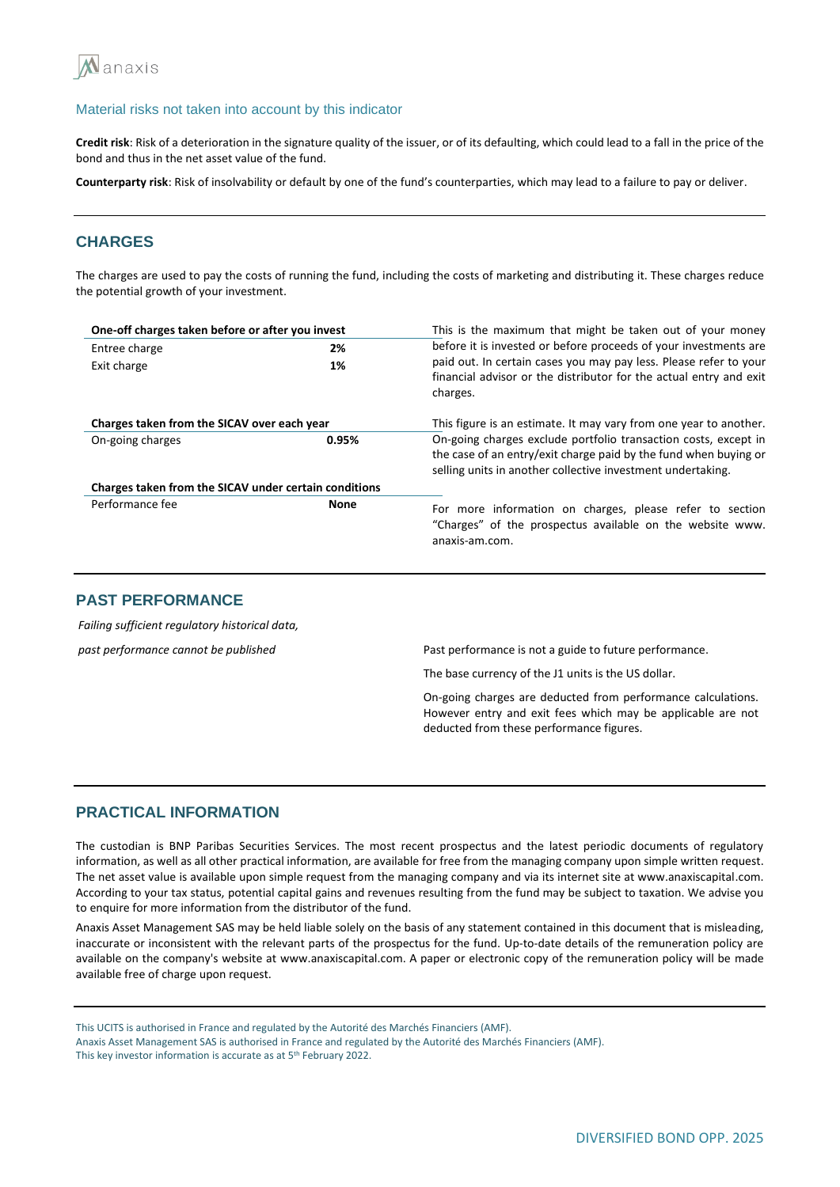### Material risks not taken into account by this indicator

**Credit risk**: Risk of a deterioration in the signature quality of the issuer, or of its defaulting, which could lead to a fall in the price of the bond and thus in the net asset value of the fund.

**Counterparty risk**: Risk of insolvability or default by one of the fund's counterparties, which may lead to a failure to pay or deliver.

## CHARGES

The charges are used to pay the costs of running the fund, including the costs of marketing and distributing it. These charges reduce the potential growth of your investment.

| **One-off charges taken before or after you invest** | | |
|---|---|---|
| Entree charge | **2%** | This is the maximum that might be taken out of your money before it is invested or before proceeds of your investments are paid out. In certain cases you may pay less. Please refer to your financial advisor or the distributor for the actual entry and exit charges. |
| Exit charge | **1%** | |
| **Charges taken from the SICAV over each year** | | This figure is an estimate. It may vary from one year to another. |
| On-going charges | **0.95%** | On-going charges exclude portfolio transaction costs, except in the case of an entry/exit charge paid by the fund when buying or selling units in another collective investment undertaking. |
| **Charges taken from the SICAV under certain conditions** | | |
| Performance fee | **None** | For more information on charges, please refer to section "Charges" of the prospectus available on the website www. anaxis-am.com. |

## PAST PERFORMANCE

*Failing sufficient regulatory historical data,*

*past performance cannot be published*

Past performance is not a guide to future performance.

The base currency of the J1 units is the US dollar.

On-going charges are deducted from performance calculations. However entry and exit fees which may be applicable are not deducted from these performance figures.

## PRACTICAL INFORMATION

The custodian is BNP Paribas Securities Services. The most recent prospectus and the latest periodic documents of regulatory information, as well as all other practical information, are available for free from the managing company upon simple written request. The net asset value is available upon simple request from the managing company and via its internet site at www.anaxiscapital.com. According to your tax status, potential capital gains and revenues resulting from the fund may be subject to taxation. We advise you to enquire for more information from the distributor of the fund.

Anaxis Asset Management SAS may be held liable solely on the basis of any statement contained in this document that is misleading, inaccurate or inconsistent with the relevant parts of the prospectus for the fund. Up-to-date details of the remuneration policy are available on the company's website at www.anaxiscapital.com. A paper or electronic copy of the remuneration policy will be made available free of charge upon request.

This UCITS is authorised in France and regulated by the Autorité des Marchés Financiers (AMF).
Anaxis Asset Management SAS is authorised in France and regulated by the Autorité des Marchés Financiers (AMF).
This key investor information is accurate as at 5th February 2022.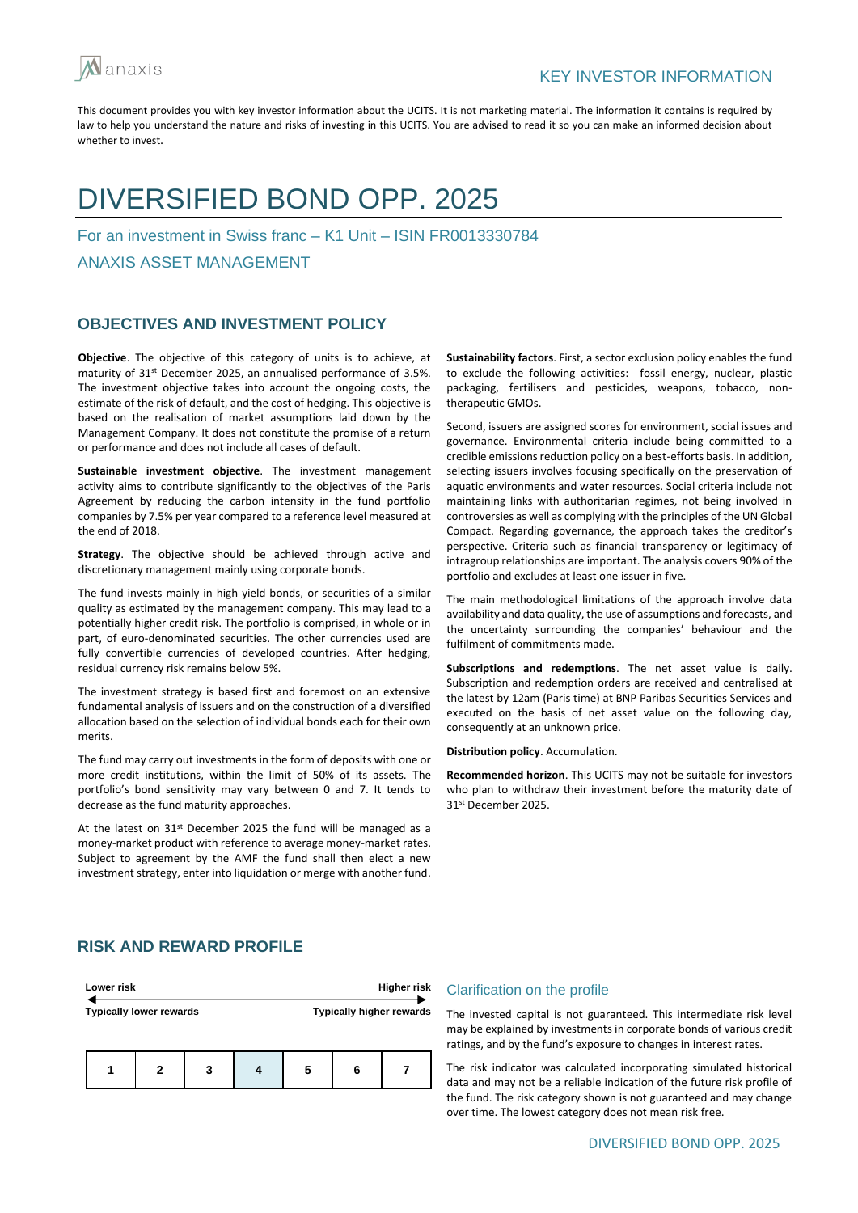KEY INVESTOR INFORMATION

This document provides you with key investor information about the UCITS. It is not marketing material. The information it contains is required by law to help you understand the nature and risks of investing in this UCITS. You are advised to read it so you can make an informed decision about whether to invest.

# DIVERSIFIED BOND OPP. 2025

For an investment in Swiss franc – K1 Unit – ISIN FR0013330784

ANAXIS ASSET MANAGEMENT

## OBJECTIVES AND INVESTMENT POLICY

**Objective**. The objective of this category of units is to achieve, at maturity of 31st December 2025, an annualised performance of 3.5%. The investment objective takes into account the ongoing costs, the estimate of the risk of default, and the cost of hedging. This objective is based on the realisation of market assumptions laid down by the Management Company. It does not constitute the promise of a return or performance and does not include all cases of default.

**Sustainable investment objective**. The investment management activity aims to contribute significantly to the objectives of the Paris Agreement by reducing the carbon intensity in the fund portfolio companies by 7.5% per year compared to a reference level measured at the end of 2018.

**Strategy**. The objective should be achieved through active and discretionary management mainly using corporate bonds.

The fund invests mainly in high yield bonds, or securities of a similar quality as estimated by the management company. This may lead to a potentially higher credit risk. The portfolio is comprised, in whole or in part, of euro-denominated securities. The other currencies used are fully convertible currencies of developed countries. After hedging, residual currency risk remains below 5%.

The investment strategy is based first and foremost on an extensive fundamental analysis of issuers and on the construction of a diversified allocation based on the selection of individual bonds each for their own merits.

The fund may carry out investments in the form of deposits with one or more credit institutions, within the limit of 50% of its assets. The portfolio's bond sensitivity may vary between 0 and 7. It tends to decrease as the fund maturity approaches.

At the latest on 31st December 2025 the fund will be managed as a money-market product with reference to average money-market rates. Subject to agreement by the AMF the fund shall then elect a new investment strategy, enter into liquidation or merge with another fund.

**Sustainability factors**. First, a sector exclusion policy enables the fund to exclude the following activities: fossil energy, nuclear, plastic packaging, fertilisers and pesticides, weapons, tobacco, non-therapeutic GMOs.

Second, issuers are assigned scores for environment, social issues and governance. Environmental criteria include being committed to a credible emissions reduction policy on a best-efforts basis. In addition, selecting issuers involves focusing specifically on the preservation of aquatic environments and water resources. Social criteria include not maintaining links with authoritarian regimes, not being involved in controversies as well as complying with the principles of the UN Global Compact. Regarding governance, the approach takes the creditor's perspective. Criteria such as financial transparency or legitimacy of intragroup relationships are important. The analysis covers 90% of the portfolio and excludes at least one issuer in five.

The main methodological limitations of the approach involve data availability and data quality, the use of assumptions and forecasts, and the uncertainty surrounding the companies' behaviour and the fulfilment of commitments made.

**Subscriptions and redemptions**. The net asset value is daily. Subscription and redemption orders are received and centralised at the latest by 12am (Paris time) at BNP Paribas Securities Services and executed on the basis of net asset value on the following day, consequently at an unknown price.

**Distribution policy**. Accumulation.

**Recommended horizon**. This UCITS may not be suitable for investors who plan to withdraw their investment before the maturity date of 31st December 2025.

## RISK AND REWARD PROFILE

Lower risk — Higher risk

Typically lower rewards — Typically higher rewards

| 1 | 2 | 3 | **4** | 5 | 6 | 7 |
|---|---|---|---|---|---|---|

### Clarification on the profile

The invested capital is not guaranteed. This intermediate risk level may be explained by investments in corporate bonds of various credit ratings, and by the fund's exposure to changes in interest rates.

The risk indicator was calculated incorporating simulated historical data and may not be a reliable indication of the future risk profile of the fund. The risk category shown is not guaranteed and may change over time. The lowest category does not mean risk free.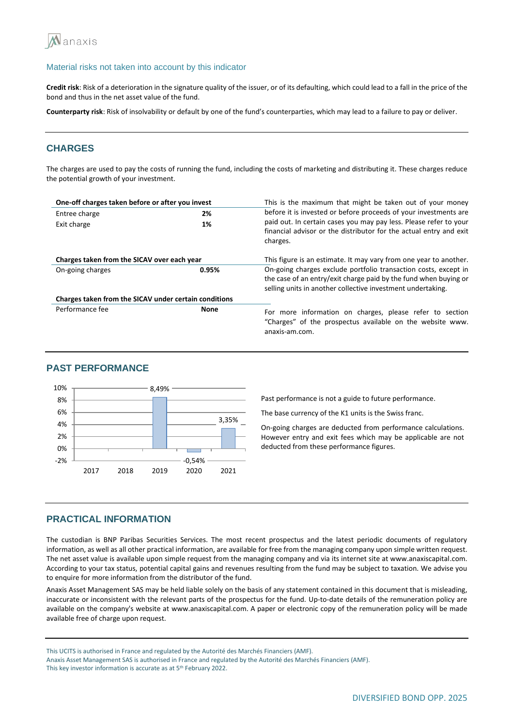### Material risks not taken into account by this indicator

**Credit risk**: Risk of a deterioration in the signature quality of the issuer, or of its defaulting, which could lead to a fall in the price of the bond and thus in the net asset value of the fund.

**Counterparty risk**: Risk of insolvability or default by one of the fund's counterparties, which may lead to a failure to pay or deliver.

## CHARGES

The charges are used to pay the costs of running the fund, including the costs of marketing and distributing it. These charges reduce the potential growth of your investment.

| | | |
|---|---|---|
| **One-off charges taken before or after you invest** | | This is the maximum that might be taken out of your money before it is invested or before proceeds of your investments are paid out. In certain cases you may pay less. Please refer to your financial advisor or the distributor for the actual entry and exit charges. |
| Entree charge | **2%** | |
| Exit charge | **1%** | |
| **Charges taken from the SICAV over each year** | | This figure is an estimate. It may vary from one year to another. On-going charges exclude portfolio transaction costs, except in the case of an entry/exit charge paid by the fund when buying or selling units in another collective investment undertaking. |
| On-going charges | **0.95%** | |
| **Charges taken from the SICAV under certain conditions** | | |
| Performance fee | **None** | For more information on charges, please refer to section "Charges" of the prospectus available on the website www. anaxis-am.com. |

## PAST PERFORMANCE

10%
8%
6%
4%
2%
0%
-2%

8,49%
3,35%
-0,54%

2017 2018 2019 2020 2021

Past performance is not a guide to future performance.

The base currency of the K1 units is the Swiss franc.

On-going charges are deducted from performance calculations. However entry and exit fees which may be applicable are not deducted from these performance figures.

## PRACTICAL INFORMATION

The custodian is BNP Paribas Securities Services. The most recent prospectus and the latest periodic documents of regulatory information, as well as all other practical information, are available for free from the managing company upon simple written request. The net asset value is available upon simple request from the managing company and via its internet site at www.anaxiscapital.com. According to your tax status, potential capital gains and revenues resulting from the fund may be subject to taxation. We advise you to enquire for more information from the distributor of the fund.

Anaxis Asset Management SAS may be held liable solely on the basis of any statement contained in this document that is misleading, inaccurate or inconsistent with the relevant parts of the prospectus for the fund. Up-to-date details of the remuneration policy are available on the company's website at www.anaxiscapital.com. A paper or electronic copy of the remuneration policy will be made available free of charge upon request.

This UCITS is authorised in France and regulated by the Autorité des Marchés Financiers (AMF).
Anaxis Asset Management SAS is authorised in France and regulated by the Autorité des Marchés Financiers (AMF).
This key investor information is accurate as at 5th February 2022.

DIVERSIFIED BOND OPP. 2025